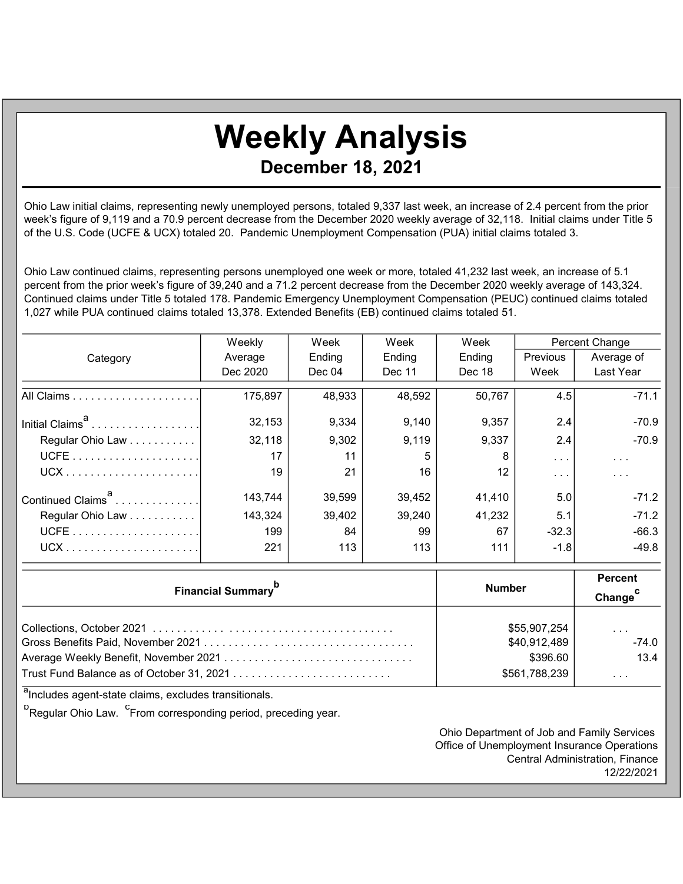# Weekly Analysis

## December 18, 2021

Ohio Law initial claims, representing newly unemployed persons, totaled 9,337 last week, an increase of 2.4 percent from the prior week's figure of 9,119 and a 70.9 percent decrease from the December 2020 weekly average of 32,118. Initial claims under Title 5 of the U.S. Code (UCFE & UCX) totaled 20. Pandemic Unemployment Compensation (PUA) initial claims totaled 3.

Ohio Law continued claims, representing persons unemployed one week or more, totaled 41,232 last week, an increase of 5.1 percent from the prior week's figure of 39,240 and a 71.2 percent decrease from the December 2020 weekly average of 143,324. Continued claims under Title 5 totaled 178. Pandemic Emergency Unemployment Compensation (PEUC) continued claims totaled 1,027 while PUA continued claims totaled 13,378. Extended Benefits (EB) continued claims totaled 51.

| Category | Weekly Average Dec 2020 | Week Ending Dec 04 | Week Ending Dec 11 | Week Ending Dec 18 | Percent Change | |
|---|---|---|---|---|---|---|
| | | | | | Previous Week | Average of Last Year |
| All Claims | 175,897 | 48,933 | 48,592 | 50,767 | 4.5 | -71.1 |
| Initial Claims[a] | 32,153 | 9,334 | 9,140 | 9,357 | 2.4 | -70.9 |
| Regular Ohio Law | 32,118 | 9,302 | 9,119 | 9,337 | 2.4 | -70.9 |
| UCFE | 17 | 11 | 5 | 8 | ... | ... |
| UCX | 19 | 21 | 16 | 12 | ... | ... |
| Continued Claims[a] | 143,744 | 39,599 | 39,452 | 41,410 | 5.0 | -71.2 |
| Regular Ohio Law | 143,324 | 39,402 | 39,240 | 41,232 | 5.1 | -71.2 |
| UCFE | 199 | 84 | 99 | 67 | -32.3 | -66.3 |
| UCX | 221 | 113 | 113 | 111 | -1.8 | -49.8 |

| Financial Summary[b] | Number | Percent Change[c] |
|---|---|---|
| Collections, October 2021 | $55,907,254 | ... |
| Gross Benefits Paid, November 2021 | $40,912,489 | -74.0 |
| Average Weekly Benefit, November 2021 | $396.60 | 13.4 |
| Trust Fund Balance as of October 31, 2021 | $561,788,239 | ... |

[a]Includes agent-state claims, excludes transitionals.

[b]Regular Ohio Law. [c]From corresponding period, preceding year.

Ohio Department of Job and Family Services
Office of Unemployment Insurance Operations
Central Administration, Finance
12/22/2021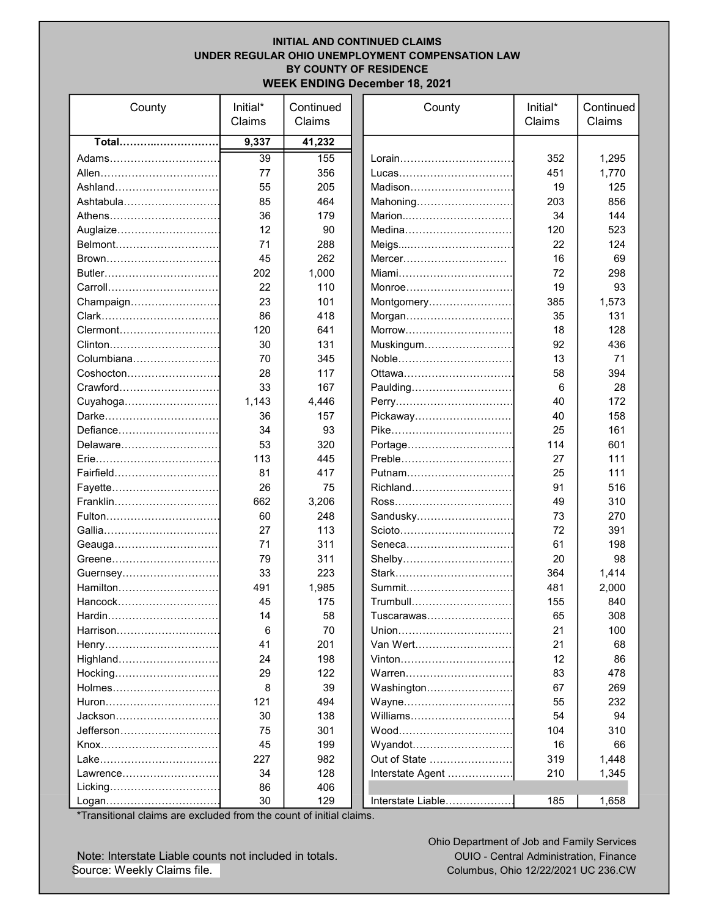## INITIAL AND CONTINUED CLAIMS
## UNDER REGULAR OHIO UNEMPLOYMENT COMPENSATION LAW
## BY COUNTY OF RESIDENCE
## WEEK ENDING December 18, 2021

| County | Initial* Claims | Continued Claims | County | Initial* Claims | Continued Claims |
|---|---|---|---|---|---|
| **Total** | **9,337** | **41,232** | | | |
| Adams | 39 | 155 | Lorain | 352 | 1,295 |
| Allen | 77 | 356 | Lucas | 451 | 1,770 |
| Ashland | 55 | 205 | Madison | 19 | 125 |
| Ashtabula | 85 | 464 | Mahoning | 203 | 856 |
| Athens | 36 | 179 | Marion | 34 | 144 |
| Auglaize | 12 | 90 | Medina | 120 | 523 |
| Belmont | 71 | 288 | Meigs | 22 | 124 |
| Brown | 45 | 262 | Mercer | 16 | 69 |
| Butler | 202 | 1,000 | Miami | 72 | 298 |
| Carroll | 22 | 110 | Monroe | 19 | 93 |
| Champaign | 23 | 101 | Montgomery | 385 | 1,573 |
| Clark | 86 | 418 | Morgan | 35 | 131 |
| Clermont | 120 | 641 | Morrow | 18 | 128 |
| Clinton | 30 | 131 | Muskingum | 92 | 436 |
| Columbiana | 70 | 345 | Noble | 13 | 71 |
| Coshocton | 28 | 117 | Ottawa | 58 | 394 |
| Crawford | 33 | 167 | Paulding | 6 | 28 |
| Cuyahoga | 1,143 | 4,446 | Perry | 40 | 172 |
| Darke | 36 | 157 | Pickaway | 40 | 158 |
| Defiance | 34 | 93 | Pike | 25 | 161 |
| Delaware | 53 | 320 | Portage | 114 | 601 |
| Erie | 113 | 445 | Preble | 27 | 111 |
| Fairfield | 81 | 417 | Putnam | 25 | 111 |
| Fayette | 26 | 75 | Richland | 91 | 516 |
| Franklin | 662 | 3,206 | Ross | 49 | 310 |
| Fulton | 60 | 248 | Sandusky | 73 | 270 |
| Gallia | 27 | 113 | Scioto | 72 | 391 |
| Geauga | 71 | 311 | Seneca | 61 | 198 |
| Greene | 79 | 311 | Shelby | 20 | 98 |
| Guernsey | 33 | 223 | Stark | 364 | 1,414 |
| Hamilton | 491 | 1,985 | Summit | 481 | 2,000 |
| Hancock | 45 | 175 | Trumbull | 155 | 840 |
| Hardin | 14 | 58 | Tuscarawas | 65 | 308 |
| Harrison | 6 | 70 | Union | 21 | 100 |
| Henry | 41 | 201 | Van Wert | 21 | 68 |
| Highland | 24 | 198 | Vinton | 12 | 86 |
| Hocking | 29 | 122 | Warren | 83 | 478 |
| Holmes | 8 | 39 | Washington | 67 | 269 |
| Huron | 121 | 494 | Wayne | 55 | 232 |
| Jackson | 30 | 138 | Williams | 54 | 94 |
| Jefferson | 75 | 301 | Wood | 104 | 310 |
| Knox | 45 | 199 | Wyandot | 16 | 66 |
| Lake | 227 | 982 | Out of State | 319 | 1,448 |
| Lawrence | 34 | 128 | Interstate Agent | 210 | 1,345 |
| Licking | 86 | 406 | | | |
| Logan | 30 | 129 | Interstate Liable | 185 | 1,658 |

*Transitional claims are excluded from the count of initial claims.

Note: Interstate Liable counts not included in totals.
Source: Weekly Claims file.

Ohio Department of Job and Family Services
OUIO - Central Administration, Finance
Columbus, Ohio 12/22/2021 UC 236.CW